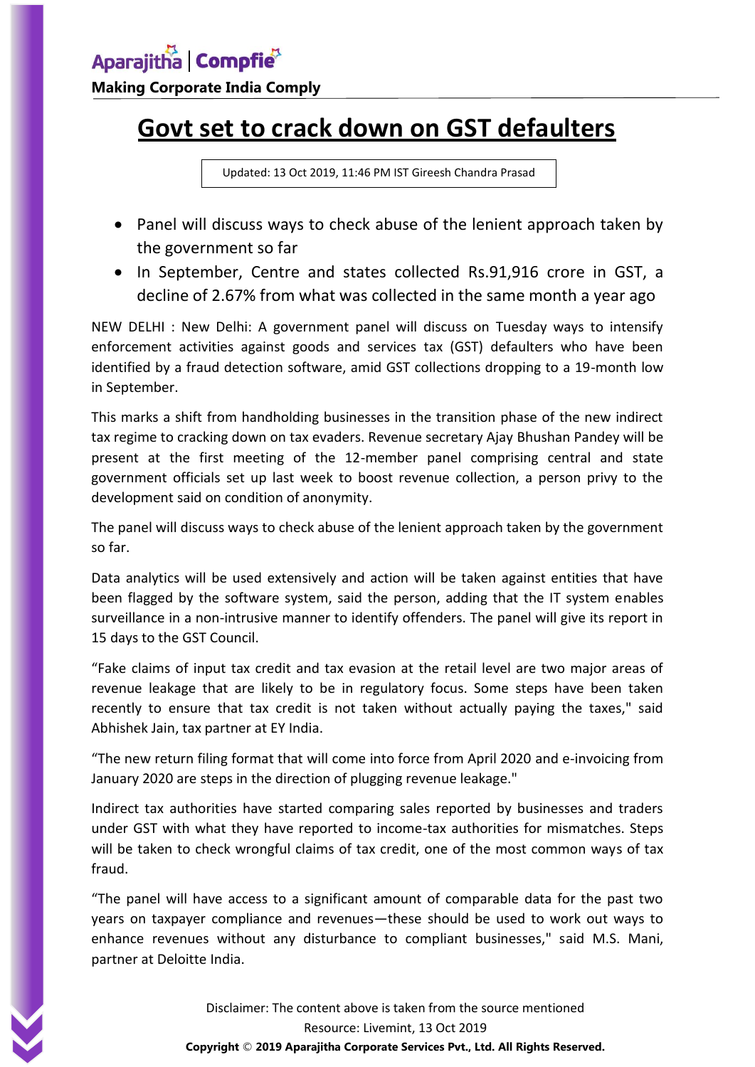Aparajitha | Compfie

**Making Corporate India Comply**

# Govt set to crack down on GST defaulters

Updated: 13 Oct 2019, 11:46 PM IST Gireesh Chandra Prasad

- Panel will discuss ways to check abuse of the lenient approach taken by the government so far
- In September, Centre and states collected Rs.91,916 crore in GST, a decline of 2.67% from what was collected in the same month a year ago

NEW DELHI : New Delhi: A government panel will discuss on Tuesday ways to intensify enforcement activities against goods and services tax (GST) defaulters who have been identified by a fraud detection software, amid GST collections dropping to a 19-month low in September.

This marks a shift from handholding businesses in the transition phase of the new indirect tax regime to cracking down on tax evaders. Revenue secretary Ajay Bhushan Pandey will be present at the first meeting of the 12-member panel comprising central and state government officials set up last week to boost revenue collection, a person privy to the development said on condition of anonymity.

The panel will discuss ways to check abuse of the lenient approach taken by the government so far.

Data analytics will be used extensively and action will be taken against entities that have been flagged by the software system, said the person, adding that the IT system enables surveillance in a non-intrusive manner to identify offenders. The panel will give its report in 15 days to the GST Council.

"Fake claims of input tax credit and tax evasion at the retail level are two major areas of revenue leakage that are likely to be in regulatory focus. Some steps have been taken recently to ensure that tax credit is not taken without actually paying the taxes," said Abhishek Jain, tax partner at EY India.

"The new return filing format that will come into force from April 2020 and e-invoicing from January 2020 are steps in the direction of plugging revenue leakage."

Indirect tax authorities have started comparing sales reported by businesses and traders under GST with what they have reported to income-tax authorities for mismatches. Steps will be taken to check wrongful claims of tax credit, one of the most common ways of tax fraud.

"The panel will have access to a significant amount of comparable data for the past two years on taxpayer compliance and revenues—these should be used to work out ways to enhance revenues without any disturbance to compliant businesses," said M.S. Mani, partner at Deloitte India.

Disclaimer: The content above is taken from the source mentioned

Resource: Livemint, 13 Oct 2019

**Copyright © 2019 Aparajitha Corporate Services Pvt., Ltd. All Rights Reserved.**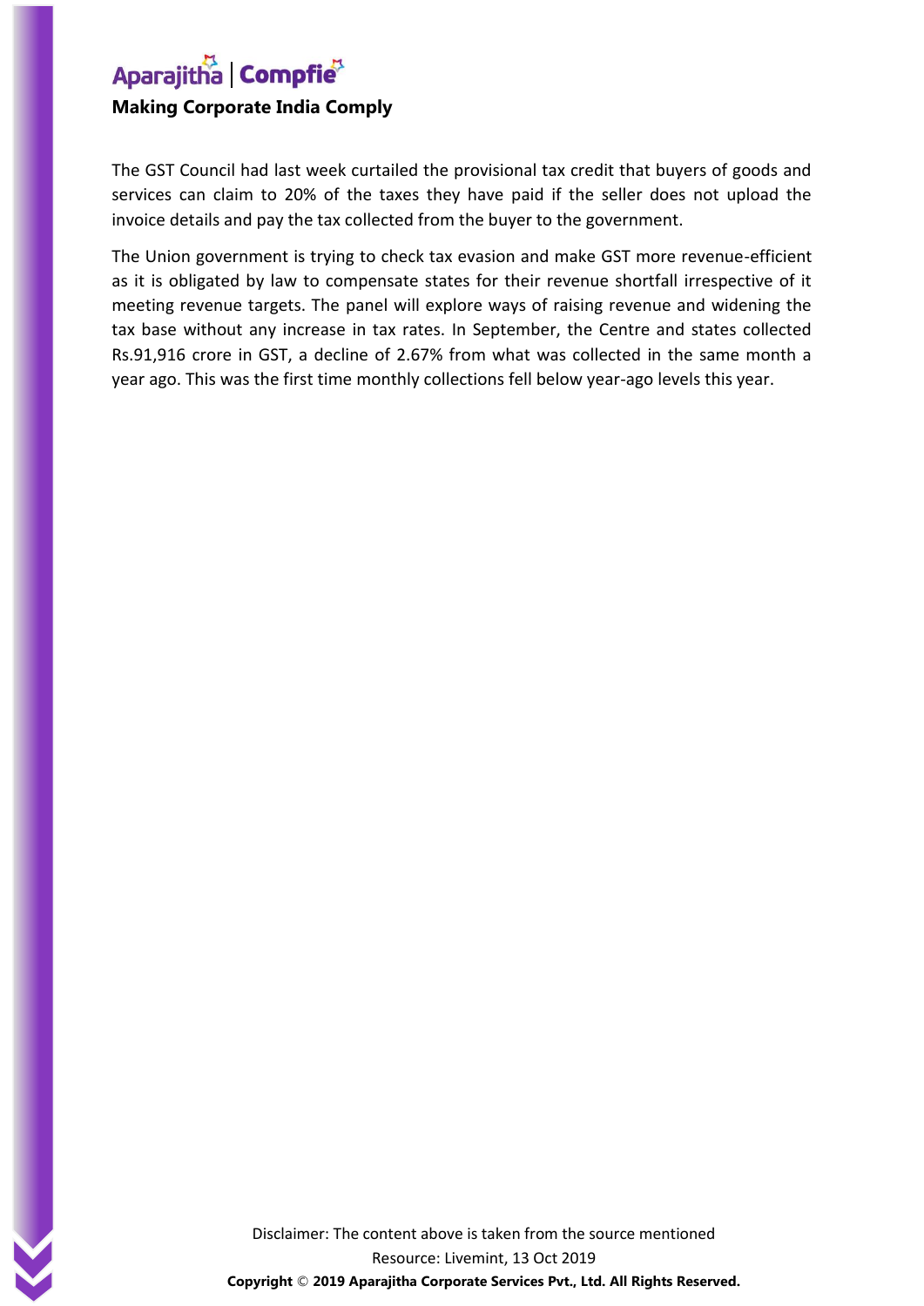The GST Council had last week curtailed the provisional tax credit that buyers of goods and services can claim to 20% of the taxes they have paid if the seller does not upload the invoice details and pay the tax collected from the buyer to the government.

The Union government is trying to check tax evasion and make GST more revenue-efficient as it is obligated by law to compensate states for their revenue shortfall irrespective of it meeting revenue targets. The panel will explore ways of raising revenue and widening the tax base without any increase in tax rates. In September, the Centre and states collected Rs.91,916 crore in GST, a decline of 2.67% from what was collected in the same month a year ago. This was the first time monthly collections fell below year-ago levels this year.

Disclaimer: The content above is taken from the source mentioned

Resource: Livemint, 13 Oct 2019

**Copyright © 2019 Aparajitha Corporate Services Pvt., Ltd. All Rights Reserved.**